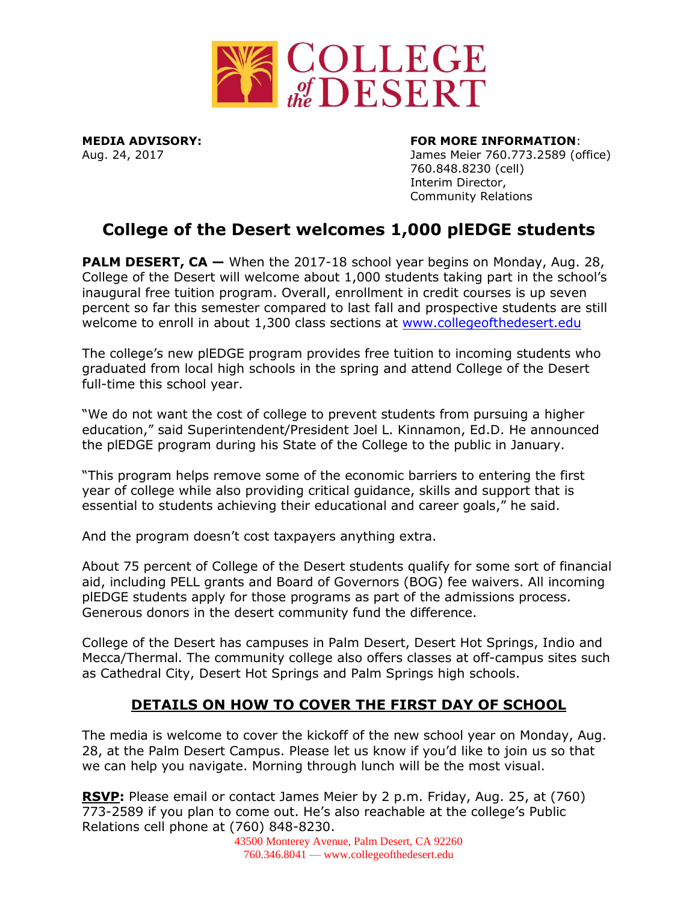**MEDIA ADVISORY:**
Aug. 24, 2017

**FOR MORE INFORMATION**:
James Meier 760.773.2589 (office)
760.848.8230 (cell)
Interim Director,
Community Relations

# College of the Desert welcomes 1,000 plEDGE students

**PALM DESERT, CA —** When the 2017-18 school year begins on Monday, Aug. 28, College of the Desert will welcome about 1,000 students taking part in the school's inaugural free tuition program. Overall, enrollment in credit courses is up seven percent so far this semester compared to last fall and prospective students are still welcome to enroll in about 1,300 class sections at www.collegeofthedesert.edu

The college's new plEDGE program provides free tuition to incoming students who graduated from local high schools in the spring and attend College of the Desert full-time this school year.

"We do not want the cost of college to prevent students from pursuing a higher education," said Superintendent/President Joel L. Kinnamon, Ed.D. He announced the plEDGE program during his State of the College to the public in January.

"This program helps remove some of the economic barriers to entering the first year of college while also providing critical guidance, skills and support that is essential to students achieving their educational and career goals," he said.

And the program doesn't cost taxpayers anything extra.

About 75 percent of College of the Desert students qualify for some sort of financial aid, including PELL grants and Board of Governors (BOG) fee waivers. All incoming plEDGE students apply for those programs as part of the admissions process. Generous donors in the desert community fund the difference.

College of the Desert has campuses in Palm Desert, Desert Hot Springs, Indio and Mecca/Thermal. The community college also offers classes at off-campus sites such as Cathedral City, Desert Hot Springs and Palm Springs high schools.

## DETAILS ON HOW TO COVER THE FIRST DAY OF SCHOOL

The media is welcome to cover the kickoff of the new school year on Monday, Aug. 28, at the Palm Desert Campus. Please let us know if you'd like to join us so that we can help you navigate. Morning through lunch will be the most visual.

**RSVP:** Please email or contact James Meier by 2 p.m. Friday, Aug. 25, at (760) 773-2589 if you plan to come out. He's also reachable at the college's Public Relations cell phone at (760) 848-8230.

43500 Monterey Avenue, Palm Desert, CA 92260
760.346.8041 — www.collegeofthedesert.edu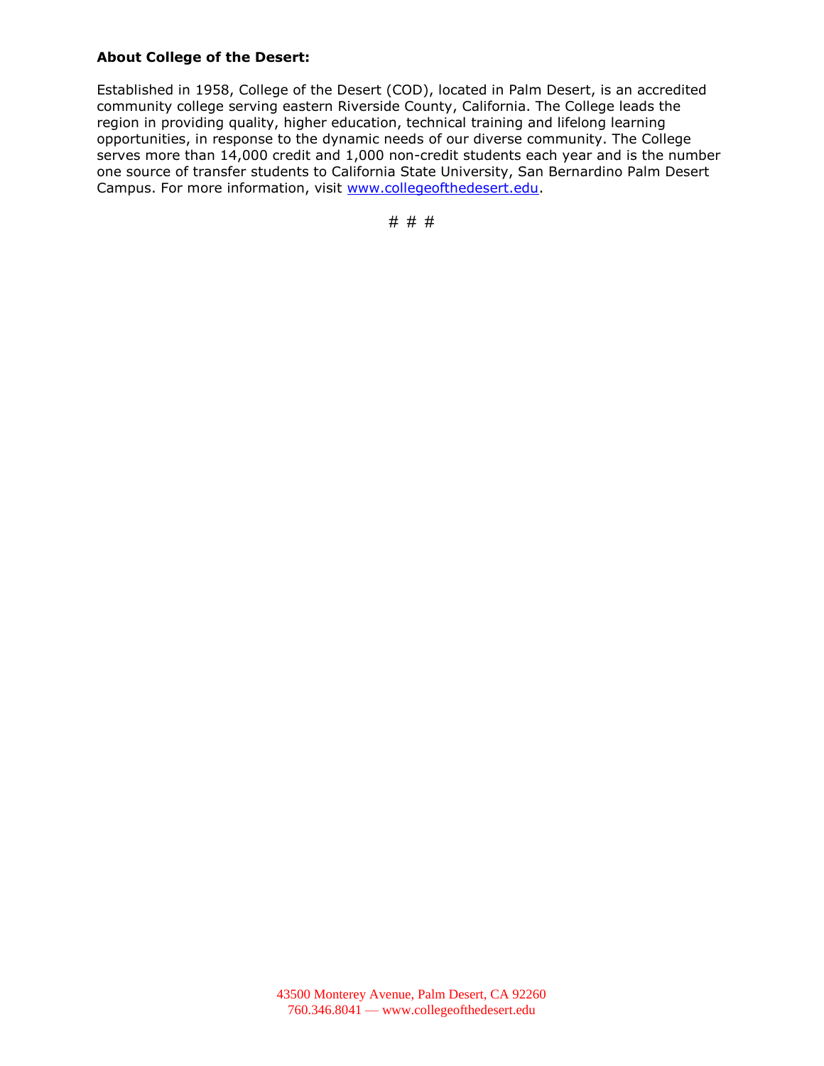**About College of the Desert:**

Established in 1958, College of the Desert (COD), located in Palm Desert, is an accredited community college serving eastern Riverside County, California. The College leads the region in providing quality, higher education, technical training and lifelong learning opportunities, in response to the dynamic needs of our diverse community. The College serves more than 14,000 credit and 1,000 non-credit students each year and is the number one source of transfer students to California State University, San Bernardino Palm Desert Campus. For more information, visit www.collegeofthedesert.edu.

# # #